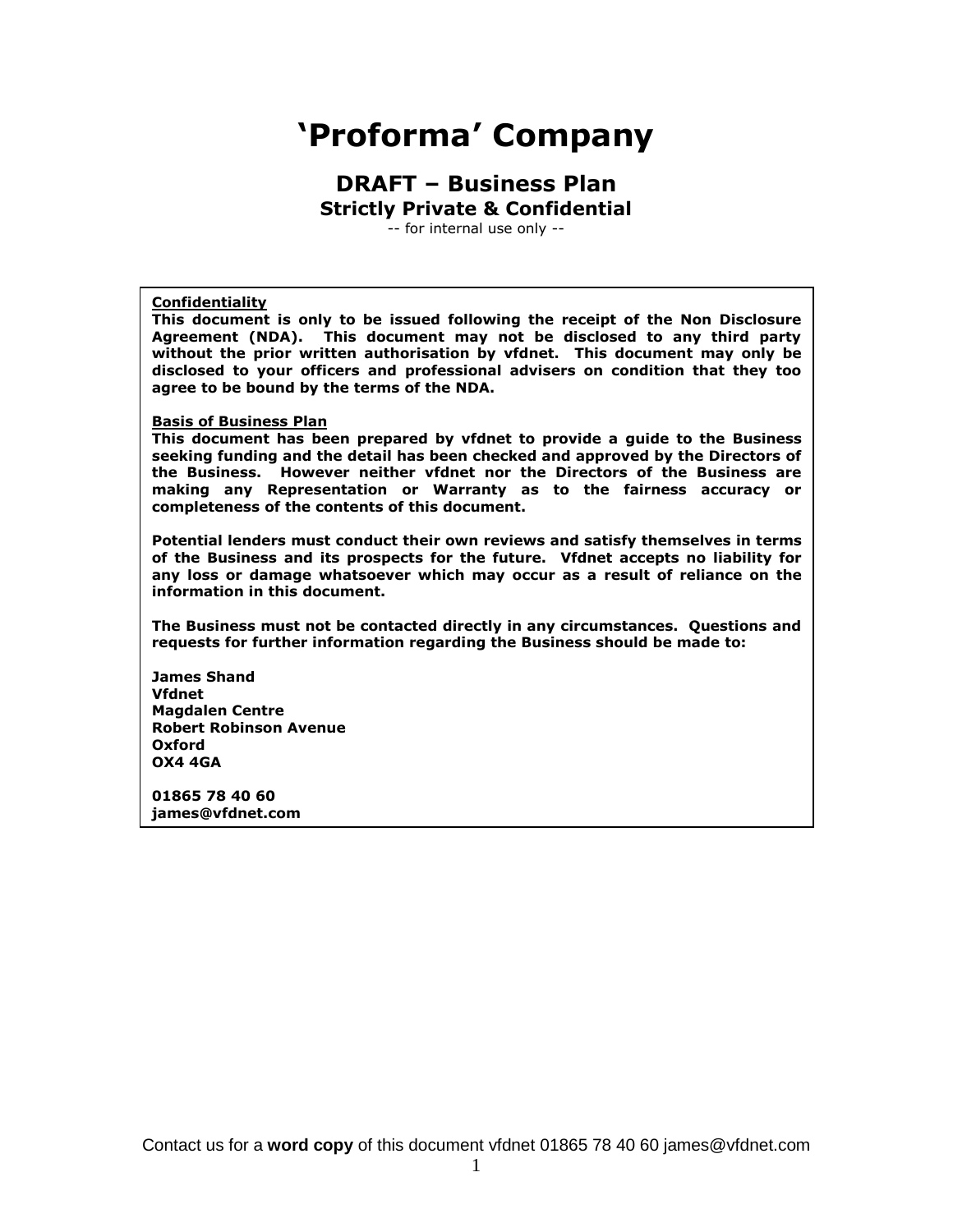# 'Proforma' Company

## DRAFT – Business Plan

### Strictly Private & Confidential

-- for internal use only --

**Confidentiality**

**This document is only to be issued following the receipt of the Non Disclosure Agreement (NDA). This document may not be disclosed to any third party without the prior written authorisation by vfdnet. This document may only be disclosed to your officers and professional advisers on condition that they too agree to be bound by the terms of the NDA.**

**Basis of Business Plan**

**This document has been prepared by vfdnet to provide a guide to the Business seeking funding and the detail has been checked and approved by the Directors of the Business. However neither vfdnet nor the Directors of the Business are making any Representation or Warranty as to the fairness accuracy or completeness of the contents of this document.**

**Potential lenders must conduct their own reviews and satisfy themselves in terms of the Business and its prospects for the future. Vfdnet accepts no liability for any loss or damage whatsoever which may occur as a result of reliance on the information in this document.**

**The Business must not be contacted directly in any circumstances. Questions and requests for further information regarding the Business should be made to:**

**James Shand**
**Vfdnet**
**Magdalen Centre**
**Robert Robinson Avenue**
**Oxford**
**OX4 4GA**

**01865 78 40 60**
**james@vfdnet.com**

Contact us for a **word copy** of this document vfdnet 01865 78 40 60 james@vfdnet.com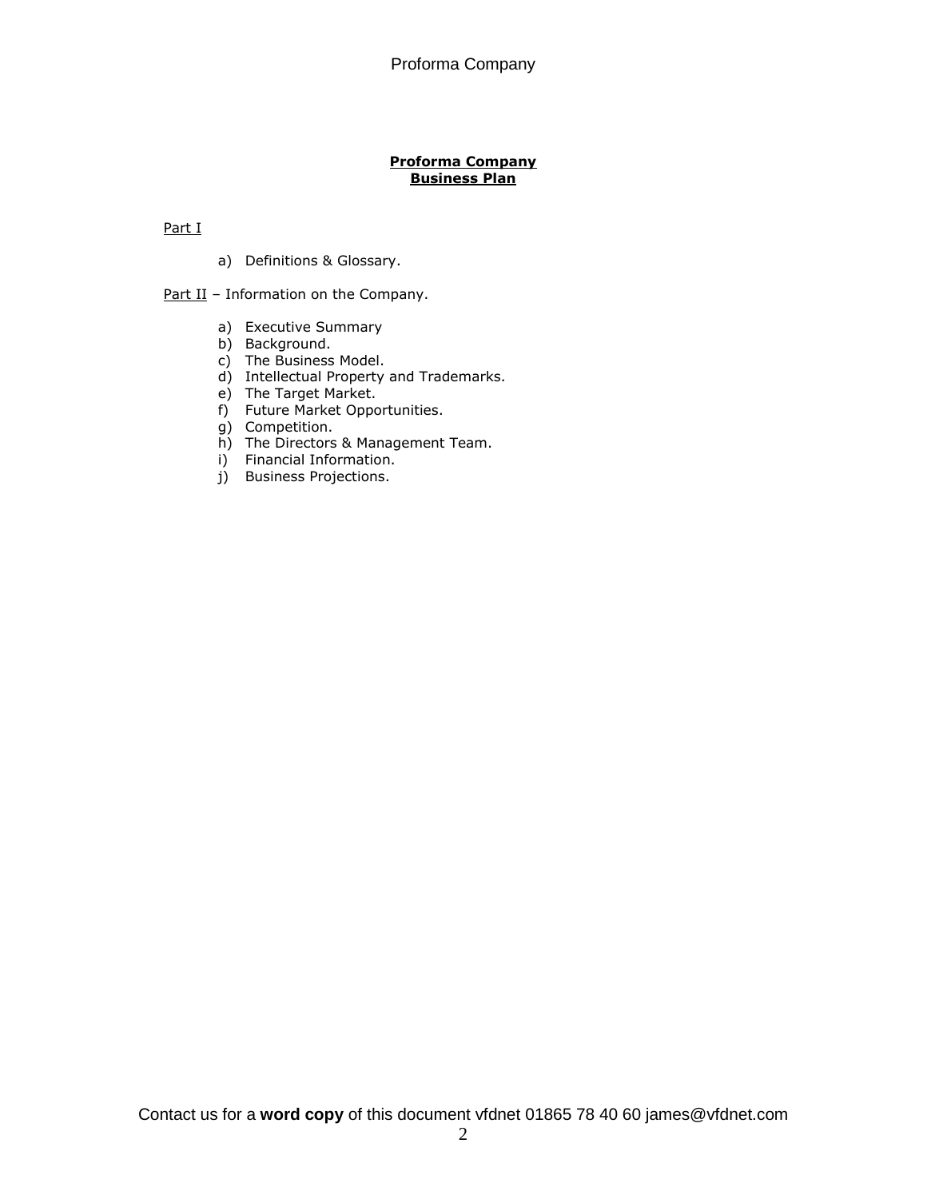**Proforma Company**
**Business Plan**

Part I

a) Definitions & Glossary.

Part II – Information on the Company.

a) Executive Summary
b) Background.
c) The Business Model.
d) Intellectual Property and Trademarks.
e) The Target Market.
f) Future Market Opportunities.
g) Competition.
h) The Directors & Management Team.
i) Financial Information.
j) Business Projections.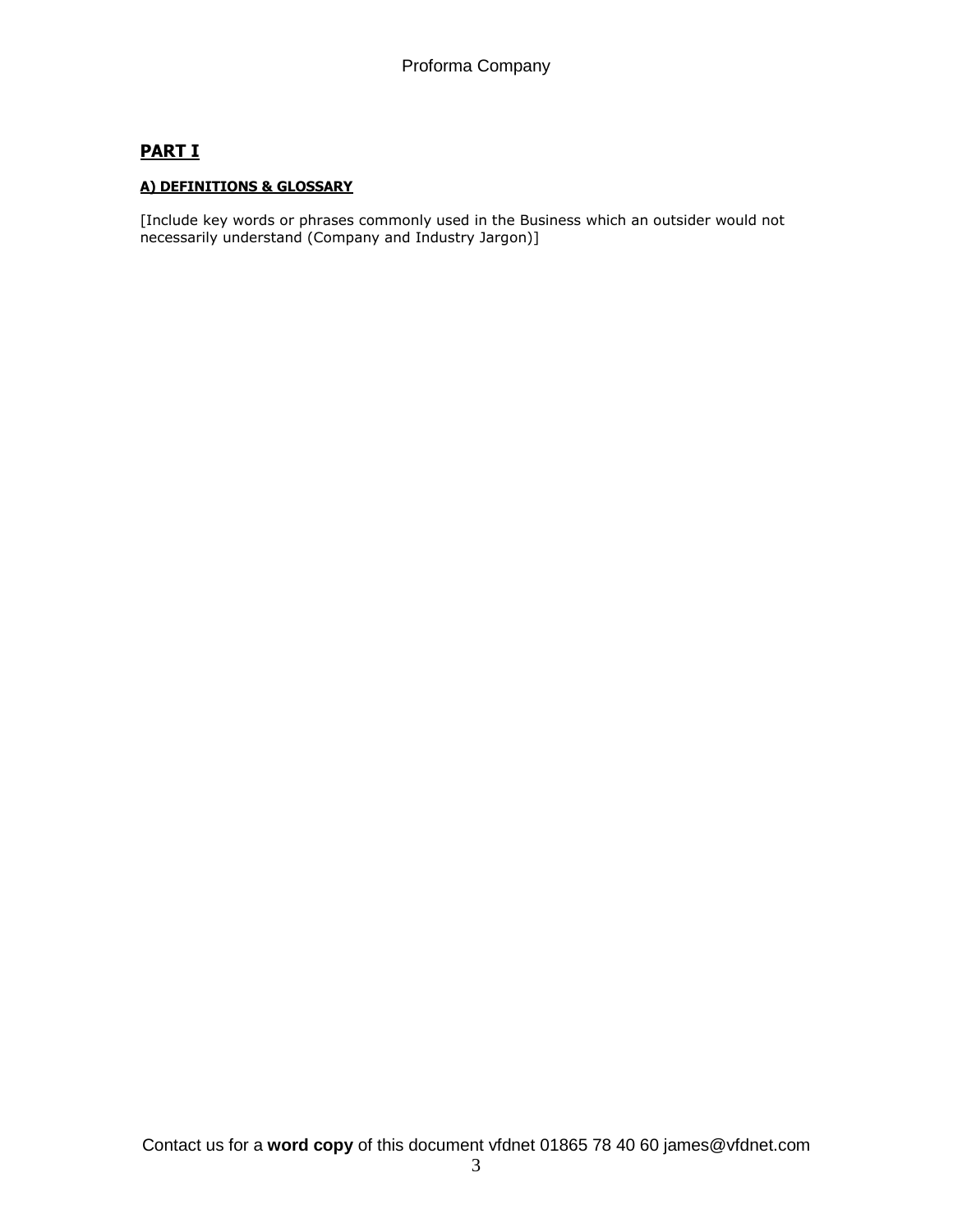## PART I

### A) DEFINITIONS & GLOSSARY

[Include key words or phrases commonly used in the Business which an outsider would not necessarily understand (Company and Industry Jargon)]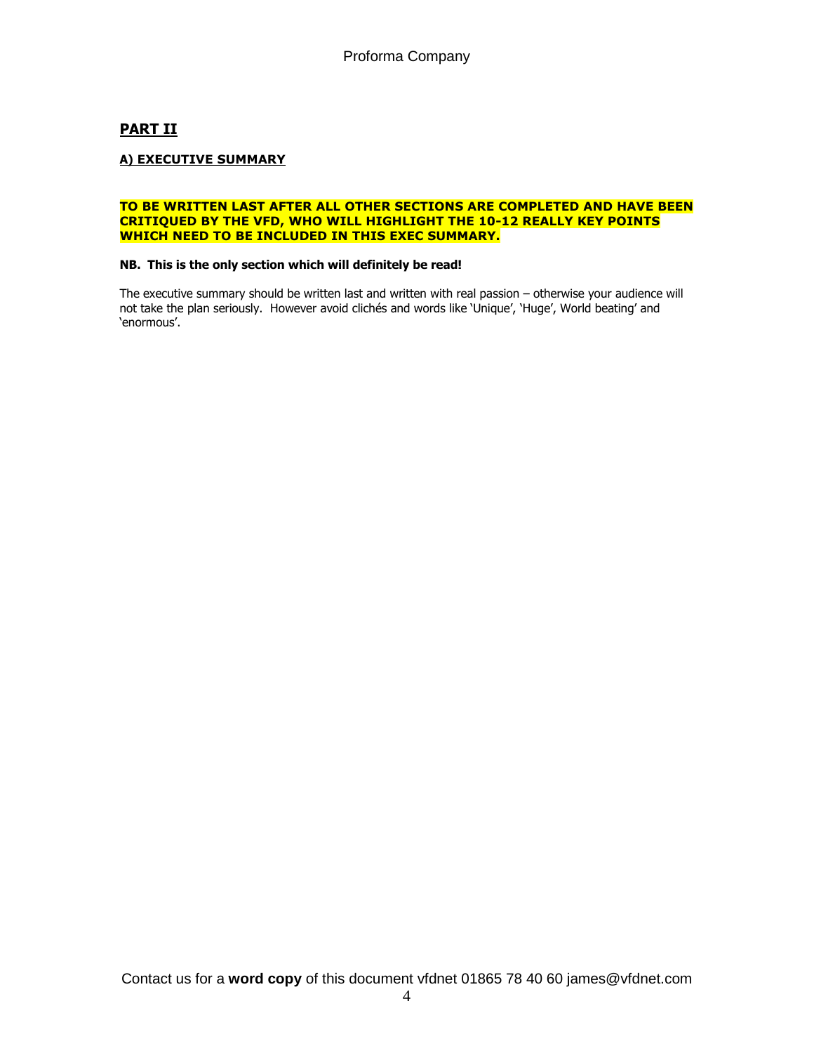## PART II

### A) EXECUTIVE SUMMARY

**TO BE WRITTEN LAST AFTER ALL OTHER SECTIONS ARE COMPLETED AND HAVE BEEN CRITIQUED BY THE VFD, WHO WILL HIGHLIGHT THE 10-12 REALLY KEY POINTS WHICH NEED TO BE INCLUDED IN THIS EXEC SUMMARY.**

**NB. This is the only section which will definitely be read!**

The executive summary should be written last and written with real passion – otherwise your audience will not take the plan seriously. However avoid clichés and words like 'Unique', 'Huge', World beating' and 'enormous'.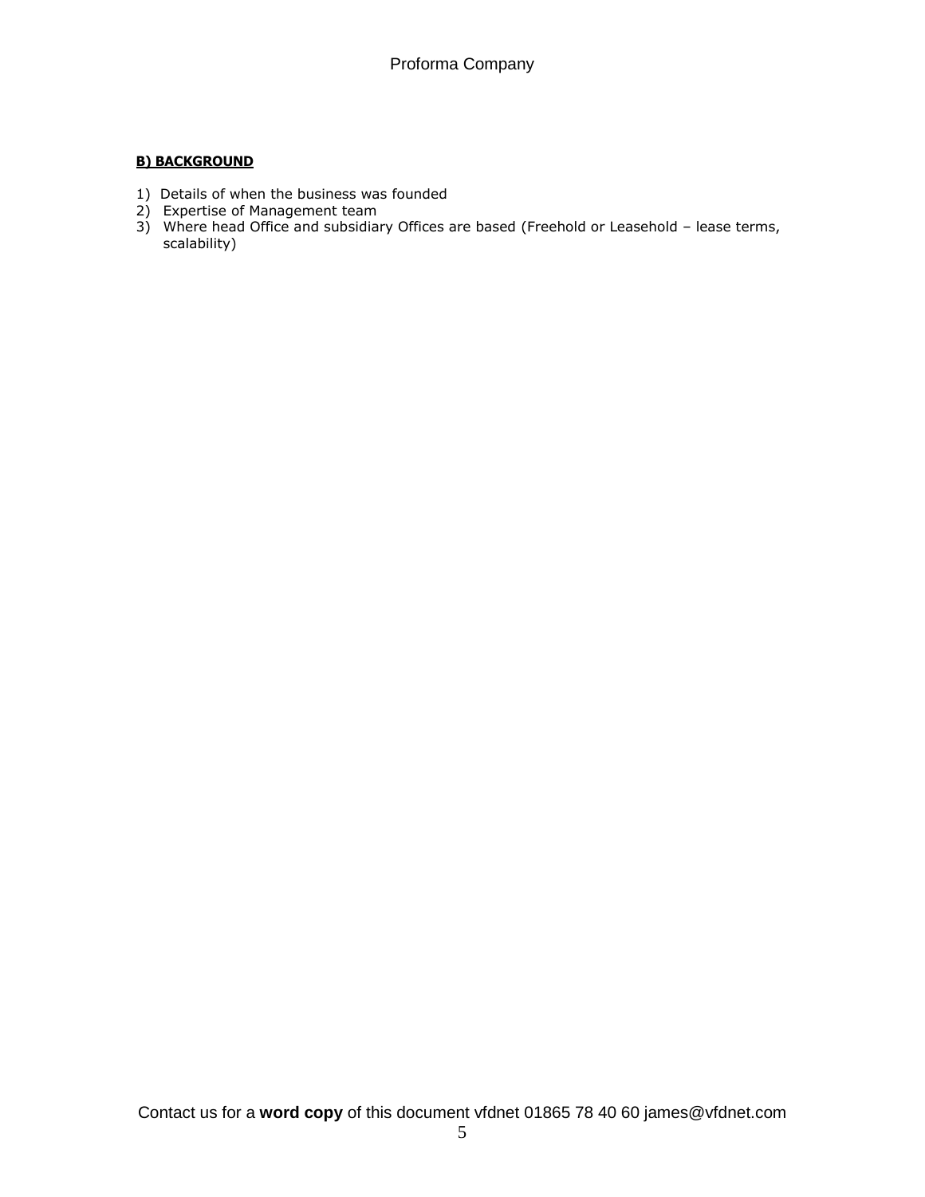**B) BACKGROUND**

1) Details of when the business was founded
2) Expertise of Management team
3) Where head Office and subsidiary Offices are based (Freehold or Leasehold – lease terms, scalability)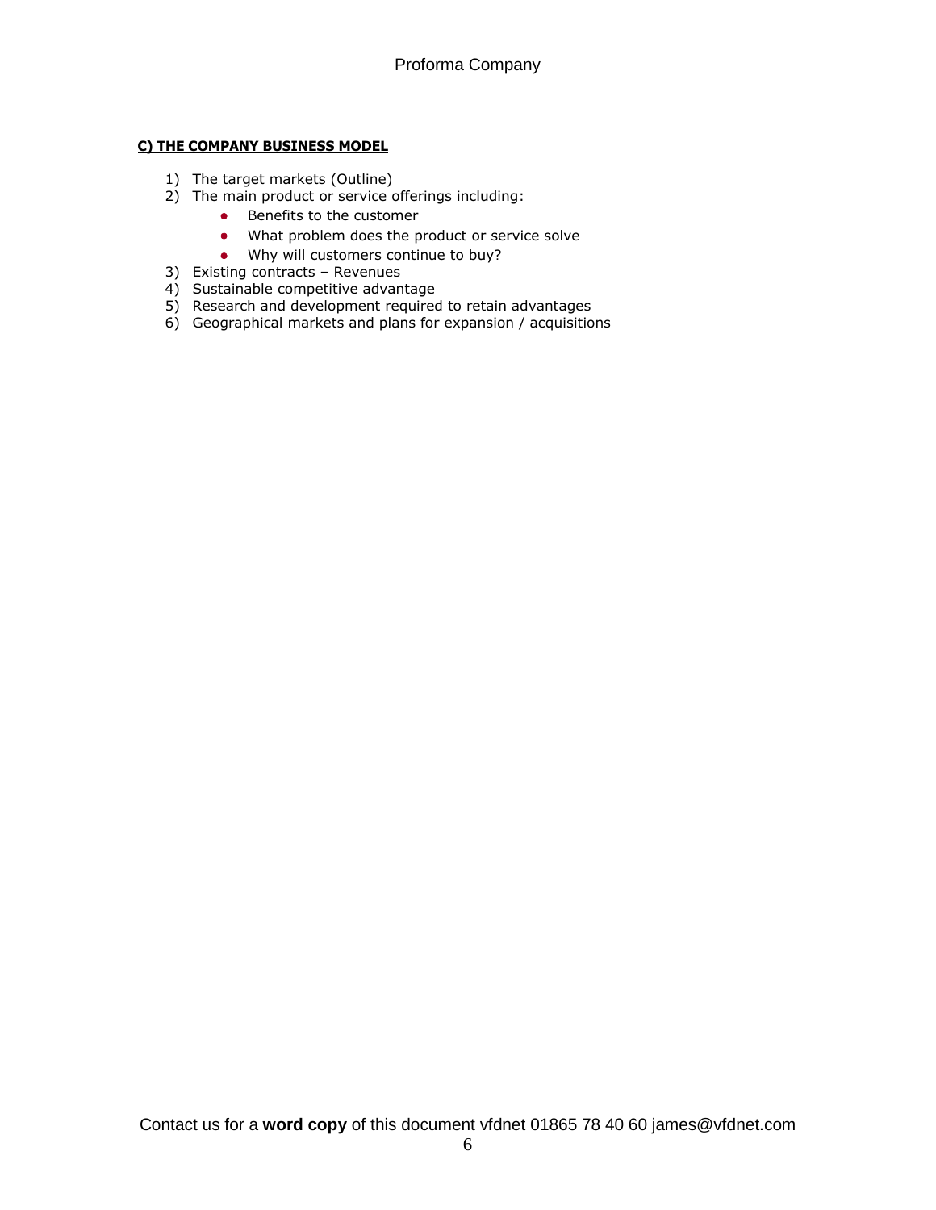**C) THE COMPANY BUSINESS MODEL**

1) The target markets (Outline)
2) The main product or service offerings including:
   - Benefits to the customer
   - What problem does the product or service solve
   - Why will customers continue to buy?
3) Existing contracts – Revenues
4) Sustainable competitive advantage
5) Research and development required to retain advantages
6) Geographical markets and plans for expansion / acquisitions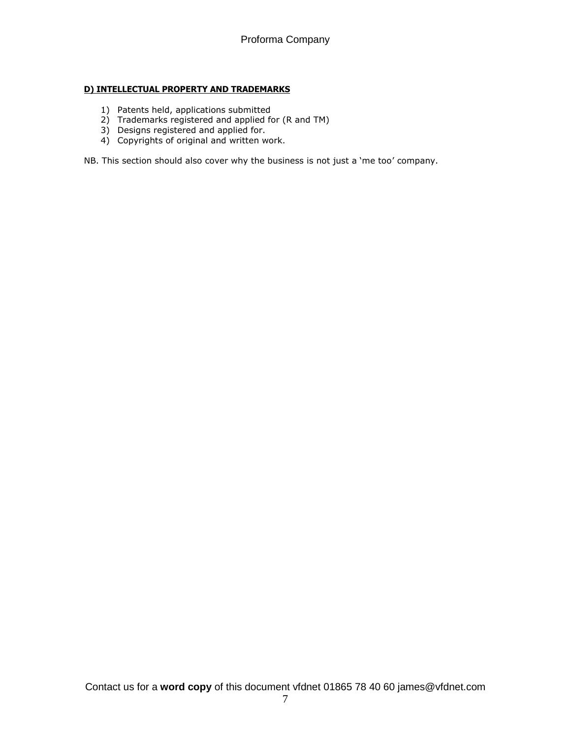**D) INTELLECTUAL PROPERTY AND TRADEMARKS**

1) Patents held, applications submitted
2) Trademarks registered and applied for (R and TM)
3) Designs registered and applied for.
4) Copyrights of original and written work.

NB. This section should also cover why the business is not just a 'me too' company.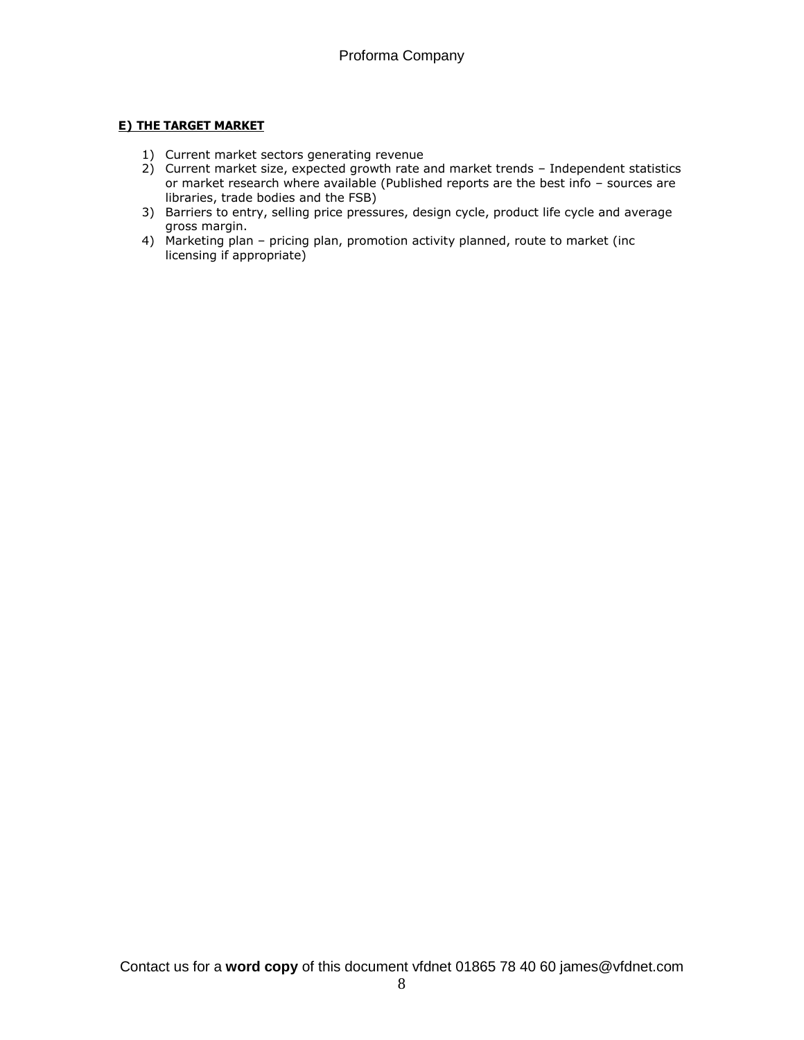**E) THE TARGET MARKET**

1) Current market sectors generating revenue
2) Current market size, expected growth rate and market trends – Independent statistics or market research where available (Published reports are the best info – sources are libraries, trade bodies and the FSB)
3) Barriers to entry, selling price pressures, design cycle, product life cycle and average gross margin.
4) Marketing plan – pricing plan, promotion activity planned, route to market (inc licensing if appropriate)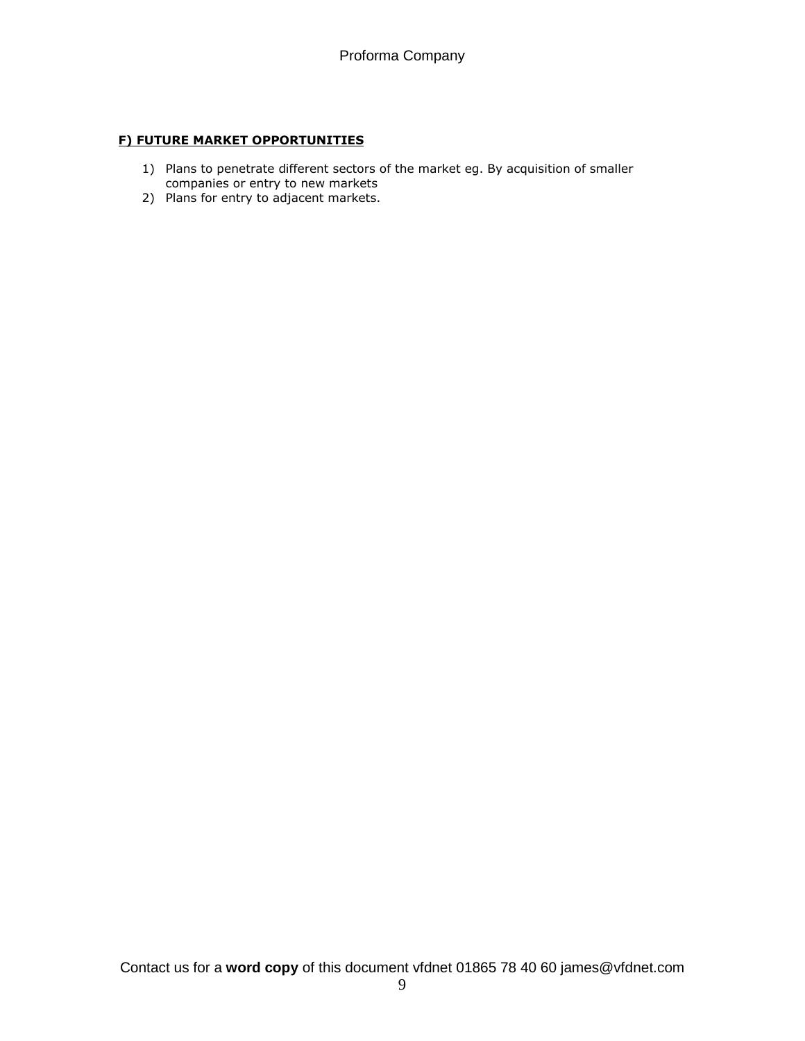**F) FUTURE MARKET OPPORTUNITIES**

1) Plans to penetrate different sectors of the market eg. By acquisition of smaller companies or entry to new markets
2) Plans for entry to adjacent markets.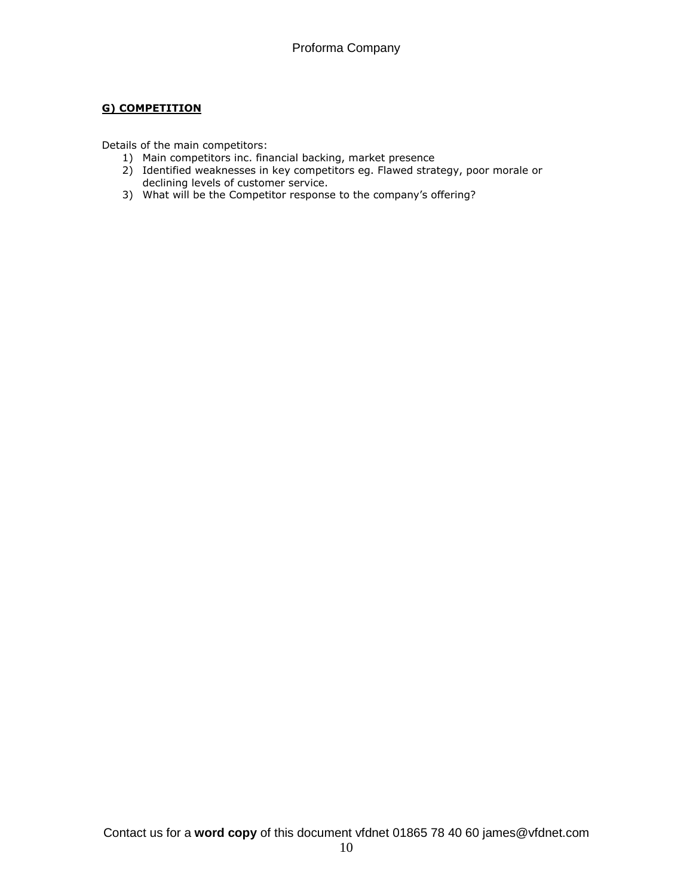**G) COMPETITION**

Details of the main competitors:

1) Main competitors inc. financial backing, market presence
2) Identified weaknesses in key competitors eg. Flawed strategy, poor morale or declining levels of customer service.
3) What will be the Competitor response to the company's offering?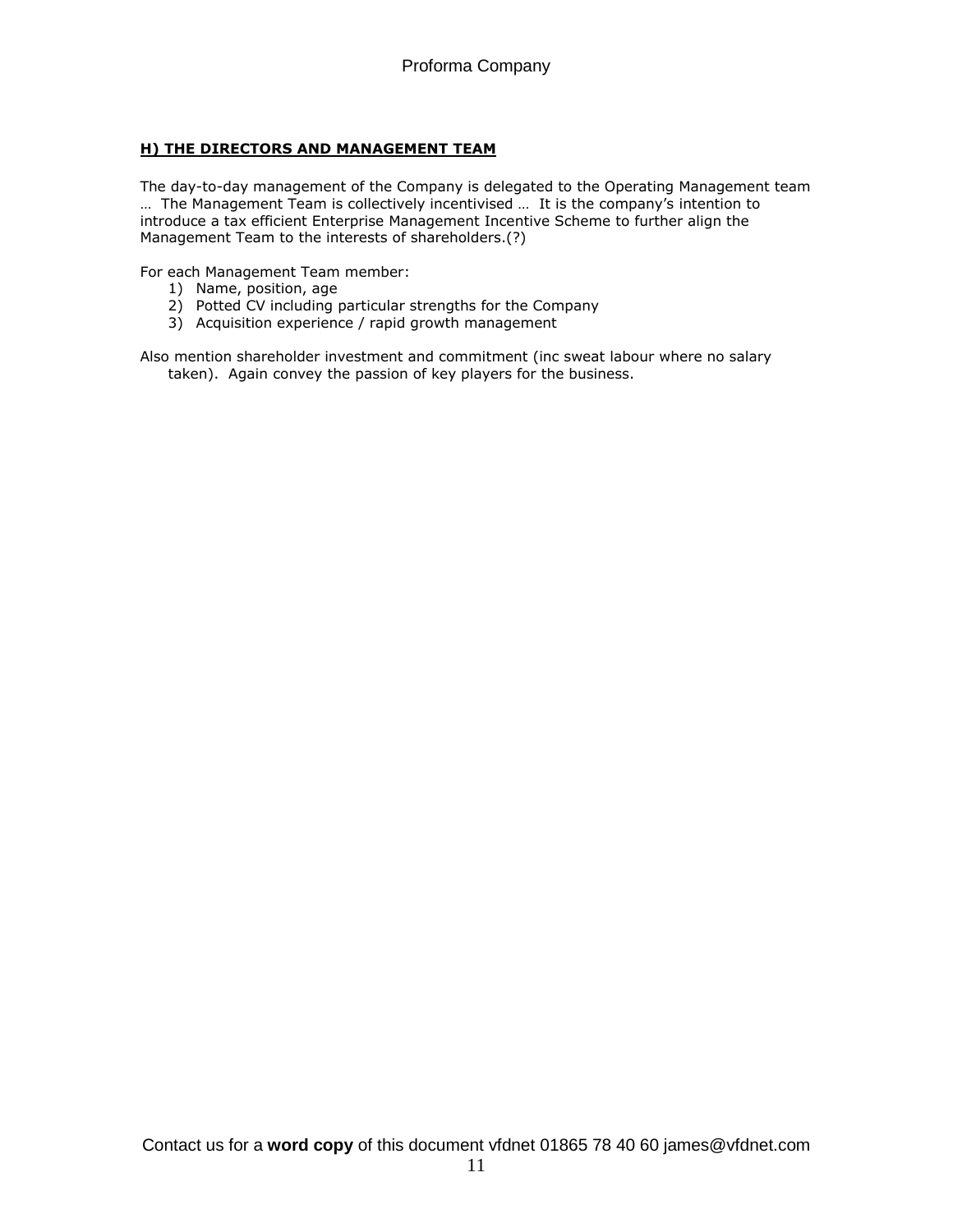## **H) THE DIRECTORS AND MANAGEMENT TEAM**

The day-to-day management of the Company is delegated to the Operating Management team … The Management Team is collectively incentivised … It is the company's intention to introduce a tax efficient Enterprise Management Incentive Scheme to further align the Management Team to the interests of shareholders.(?)

For each Management Team member:

1) Name, position, age
2) Potted CV including particular strengths for the Company
3) Acquisition experience / rapid growth management

Also mention shareholder investment and commitment (inc sweat labour where no salary taken). Again convey the passion of key players for the business.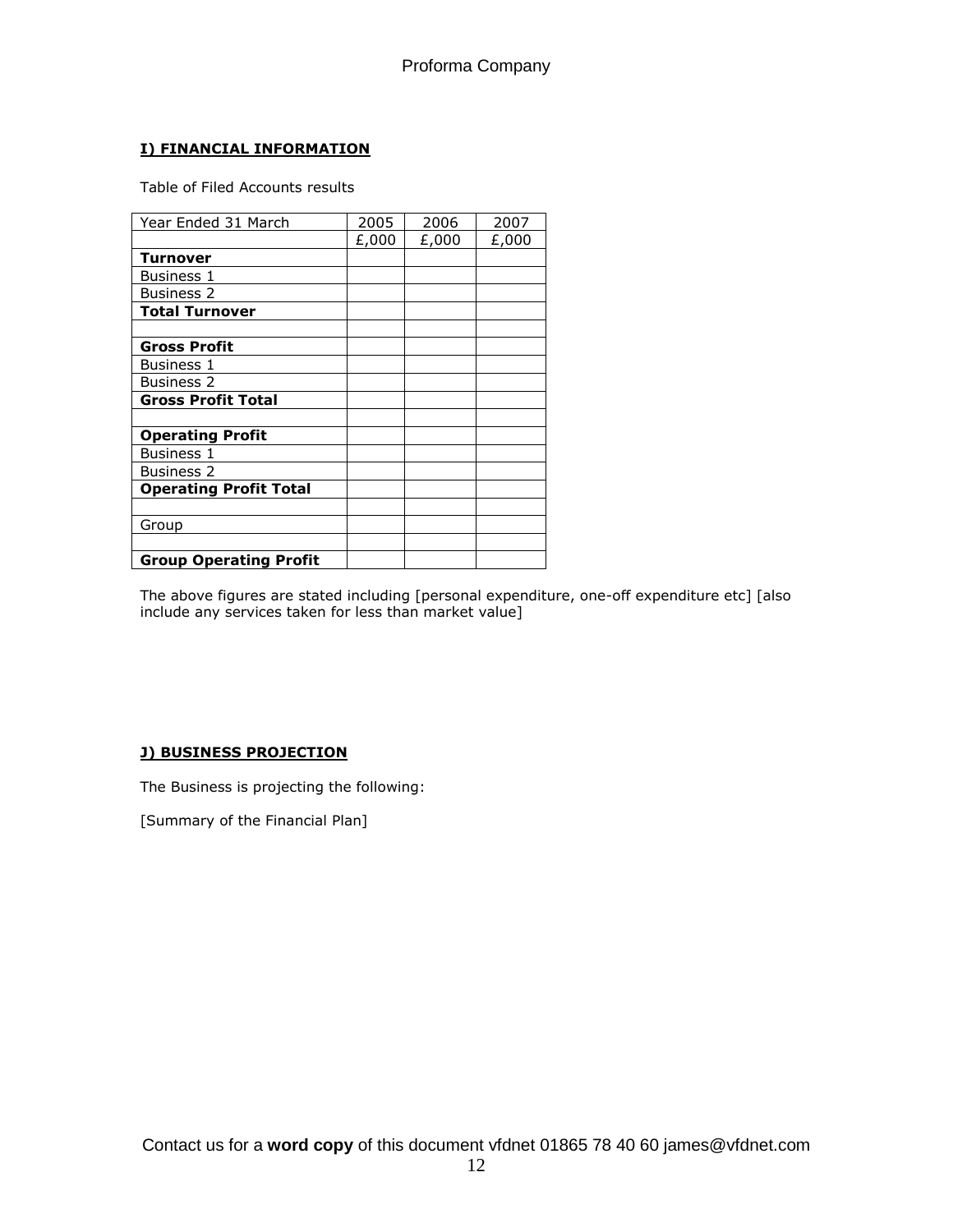**I) FINANCIAL INFORMATION**

Table of Filed Accounts results

| Year Ended 31 March | 2005 | 2006 | 2007 |
|---|---|---|---|
| | £,000 | £,000 | £,000 |
| **Turnover** | | | |
| Business 1 | | | |
| Business 2 | | | |
| **Total Turnover** | | | |
| | | | |
| **Gross Profit** | | | |
| Business 1 | | | |
| Business 2 | | | |
| **Gross Profit Total** | | | |
| | | | |
| **Operating Profit** | | | |
| Business 1 | | | |
| Business 2 | | | |
| **Operating Profit Total** | | | |
| | | | |
| Group | | | |
| | | | |
| **Group Operating Profit** | | | |

The above figures are stated including [personal expenditure, one-off expenditure etc] [also include any services taken for less than market value]

**J) BUSINESS PROJECTION**

The Business is projecting the following:

[Summary of the Financial Plan]